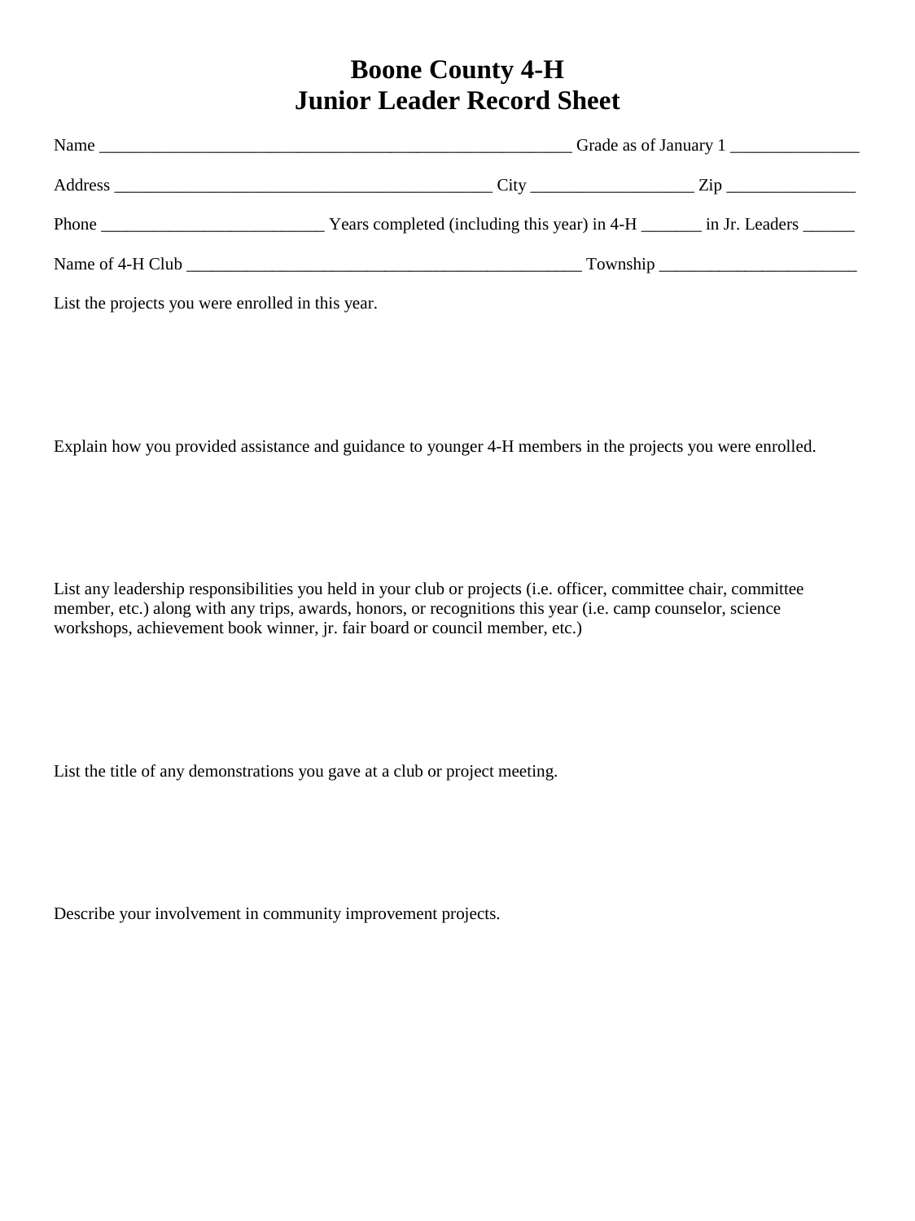# Boone County 4-H
# Junior Leader Record Sheet

Name ________________________________________________________ Grade as of January 1 _______________

Address ____________________________________________ City __________________ Zip _______________

Phone _________________________ Years completed (including this year) in 4-H _______ in Jr. Leaders ______

Name of 4-H Club ______________________________________________ Township _______________________

List the projects you were enrolled in this year.

Explain how you provided assistance and guidance to younger 4-H members in the projects you were enrolled.

List any leadership responsibilities you held in your club or projects (i.e. officer, committee chair, committee member, etc.) along with any trips, awards, honors, or recognitions this year (i.e. camp counselor, science workshops, achievement book winner, jr. fair board or council member, etc.)

List the title of any demonstrations you gave at a club or project meeting.

Describe your involvement in community improvement projects.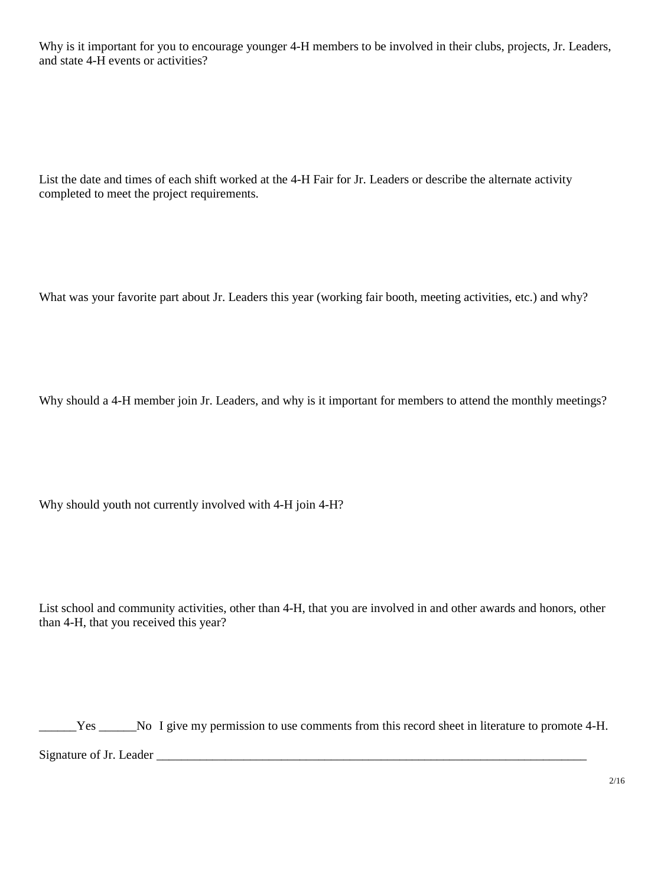Why is it important for you to encourage younger 4-H members to be involved in their clubs, projects, Jr. Leaders, and state 4-H events or activities?

List the date and times of each shift worked at the 4-H Fair for Jr. Leaders or describe the alternate activity completed to meet the project requirements.

What was your favorite part about Jr. Leaders this year (working fair booth, meeting activities, etc.) and why?

Why should a 4-H member join Jr. Leaders, and why is it important for members to attend the monthly meetings?

Why should youth not currently involved with 4-H join 4-H?

List school and community activities, other than 4-H, that you are involved in and other awards and honors, other than 4-H, that you received this year?

______Yes ______No  I give my permission to use comments from this record sheet in literature to promote 4-H.

Signature of Jr. Leader ___________________________________________________________________________

2/16